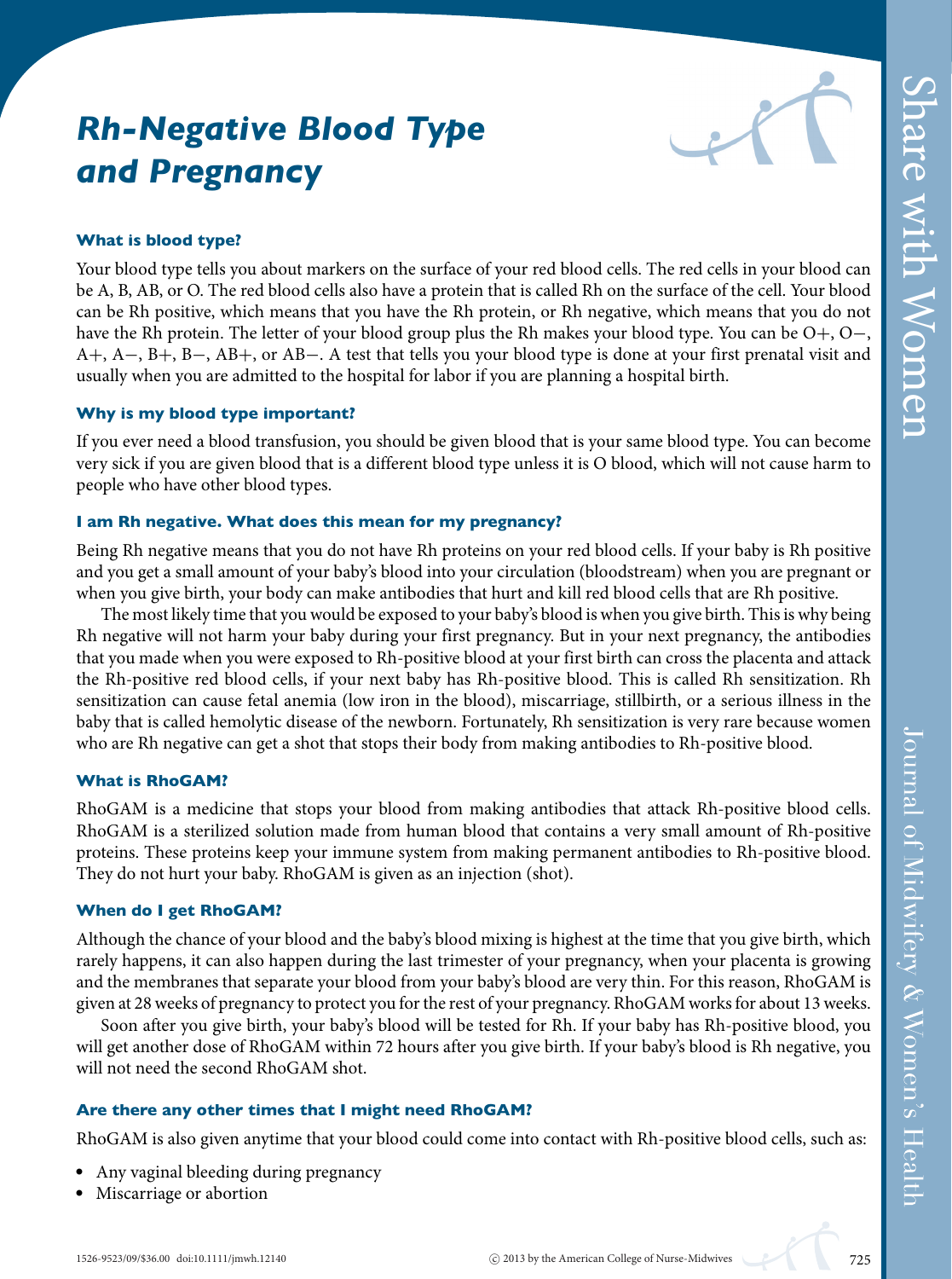# *Rh-Negative Blood Type and Pregnancy*

### What is blood type?

Your blood type tells you about markers on the surface of your red blood cells. The red cells in your blood can be A, B, AB, or O. The red blood cells also have a protein that is called Rh on the surface of the cell. Your blood can be Rh positive, which means that you have the Rh protein, or Rh negative, which means that you do not have the Rh protein. The letter of your blood group plus the Rh makes your blood type. You can be O+, O−, A+, A−, B+, B−, AB+, or AB−. A test that tells you your blood type is done at your first prenatal visit and usually when you are admitted to the hospital for labor if you are planning a hospital birth.

### Why is my blood type important?

If you ever need a blood transfusion, you should be given blood that is your same blood type. You can become very sick if you are given blood that is a different blood type unless it is O blood, which will not cause harm to people who have other blood types.

### I am Rh negative. What does this mean for my pregnancy?

Being Rh negative means that you do not have Rh proteins on your red blood cells. If your baby is Rh positive and you get a small amount of your baby's blood into your circulation (bloodstream) when you are pregnant or when you give birth, your body can make antibodies that hurt and kill red blood cells that are Rh positive.

The most likely time that you would be exposed to your baby's blood is when you give birth. This is why being Rh negative will not harm your baby during your first pregnancy. But in your next pregnancy, the antibodies that you made when you were exposed to Rh-positive blood at your first birth can cross the placenta and attack the Rh-positive red blood cells, if your next baby has Rh-positive blood. This is called Rh sensitization. Rh sensitization can cause fetal anemia (low iron in the blood), miscarriage, stillbirth, or a serious illness in the baby that is called hemolytic disease of the newborn. Fortunately, Rh sensitization is very rare because women who are Rh negative can get a shot that stops their body from making antibodies to Rh-positive blood.

### What is RhoGAM?

RhoGAM is a medicine that stops your blood from making antibodies that attack Rh-positive blood cells. RhoGAM is a sterilized solution made from human blood that contains a very small amount of Rh-positive proteins. These proteins keep your immune system from making permanent antibodies to Rh-positive blood. They do not hurt your baby. RhoGAM is given as an injection (shot).

### When do I get RhoGAM?

Although the chance of your blood and the baby's blood mixing is highest at the time that you give birth, which rarely happens, it can also happen during the last trimester of your pregnancy, when your placenta is growing and the membranes that separate your blood from your baby's blood are very thin. For this reason, RhoGAM is given at 28 weeks of pregnancy to protect you for the rest of your pregnancy. RhoGAM works for about 13 weeks.

Soon after you give birth, your baby's blood will be tested for Rh. If your baby has Rh-positive blood, you will get another dose of RhoGAM within 72 hours after you give birth. If your baby's blood is Rh negative, you will not need the second RhoGAM shot.

### Are there any other times that I might need RhoGAM?

RhoGAM is also given anytime that your blood could come into contact with Rh-positive blood cells, such as:

- Any vaginal bleeding during pregnancy
- Miscarriage or abortion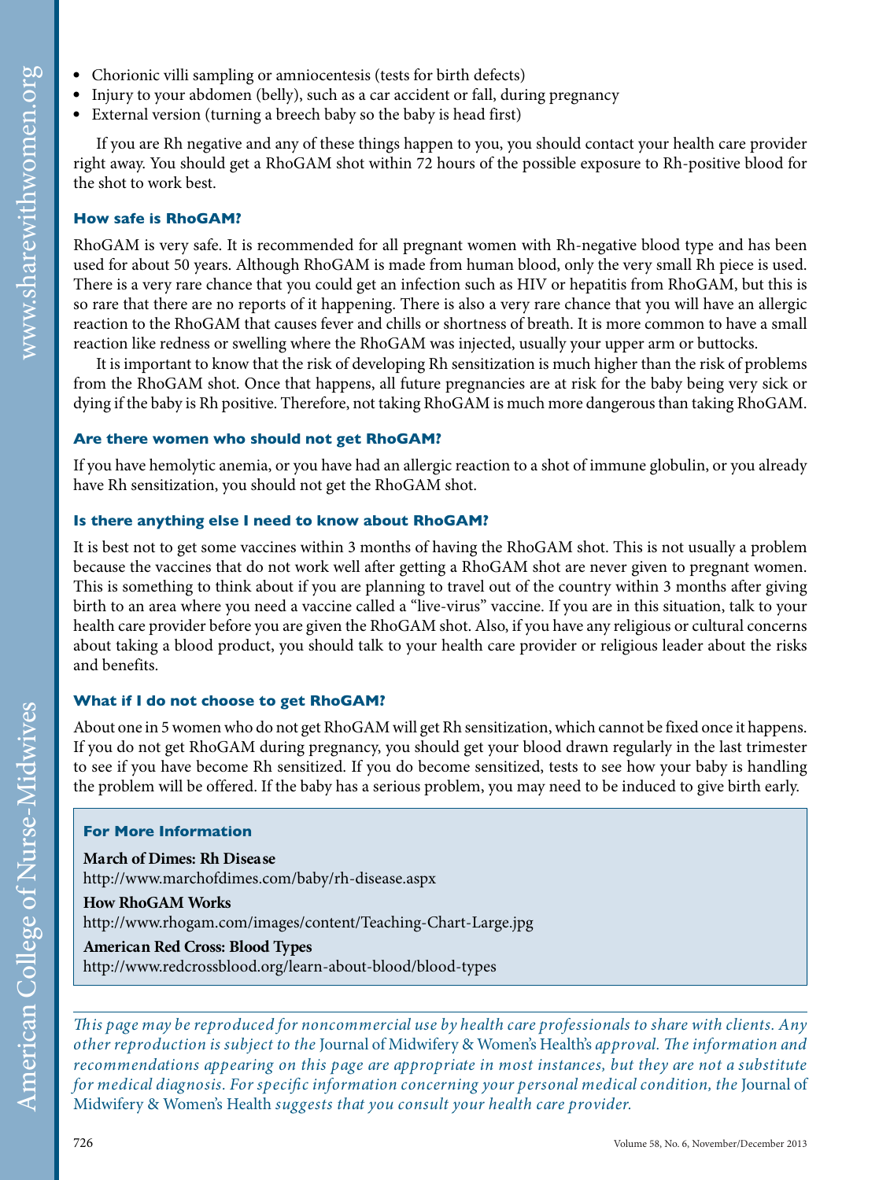- Chorionic villi sampling or amniocentesis (tests for birth defects)
- Injury to your abdomen (belly), such as a car accident or fall, during pregnancy
- External version (turning a breech baby so the baby is head first)

If you are Rh negative and any of these things happen to you, you should contact your health care provider right away. You should get a RhoGAM shot within 72 hours of the possible exposure to Rh-positive blood for the shot to work best.

### How safe is RhoGAM?

RhoGAM is very safe. It is recommended for all pregnant women with Rh-negative blood type and has been used for about 50 years. Although RhoGAM is made from human blood, only the very small Rh piece is used. There is a very rare chance that you could get an infection such as HIV or hepatitis from RhoGAM, but this is so rare that there are no reports of it happening. There is also a very rare chance that you will have an allergic reaction to the RhoGAM that causes fever and chills or shortness of breath. It is more common to have a small reaction like redness or swelling where the RhoGAM was injected, usually your upper arm or buttocks.

It is important to know that the risk of developing Rh sensitization is much higher than the risk of problems from the RhoGAM shot. Once that happens, all future pregnancies are at risk for the baby being very sick or dying if the baby is Rh positive. Therefore, not taking RhoGAM is much more dangerous than taking RhoGAM.

### Are there women who should not get RhoGAM?

If you have hemolytic anemia, or you have had an allergic reaction to a shot of immune globulin, or you already have Rh sensitization, you should not get the RhoGAM shot.

### Is there anything else I need to know about RhoGAM?

It is best not to get some vaccines within 3 months of having the RhoGAM shot. This is not usually a problem because the vaccines that do not work well after getting a RhoGAM shot are never given to pregnant women. This is something to think about if you are planning to travel out of the country within 3 months after giving birth to an area where you need a vaccine called a "live-virus" vaccine. If you are in this situation, talk to your health care provider before you are given the RhoGAM shot. Also, if you have any religious or cultural concerns about taking a blood product, you should talk to your health care provider or religious leader about the risks and benefits.

### What if I do not choose to get RhoGAM?

About one in 5 women who do not get RhoGAM will get Rh sensitization, which cannot be fixed once it happens. If you do not get RhoGAM during pregnancy, you should get your blood drawn regularly in the last trimester to see if you have become Rh sensitized. If you do become sensitized, tests to see how your baby is handling the problem will be offered. If the baby has a serious problem, you may need to be induced to give birth early.

### For More Information

**March of Dimes: Rh Disease**
http://www.marchofdimes.com/baby/rh-disease.aspx

**How RhoGAM Works**
http://www.rhogam.com/images/content/Teaching-Chart-Large.jpg

**American Red Cross: Blood Types**
http://www.redcrossblood.org/learn-about-blood/blood-types

*This page may be reproduced for noncommercial use by health care professionals to share with clients. Any other reproduction is subject to the* Journal of Midwifery & Women's Health's *approval. The information and recommendations appearing on this page are appropriate in most instances, but they are not a substitute for medical diagnosis. For specific information concerning your personal medical condition, the* Journal of Midwifery & Women's Health *suggests that you consult your health care provider.*